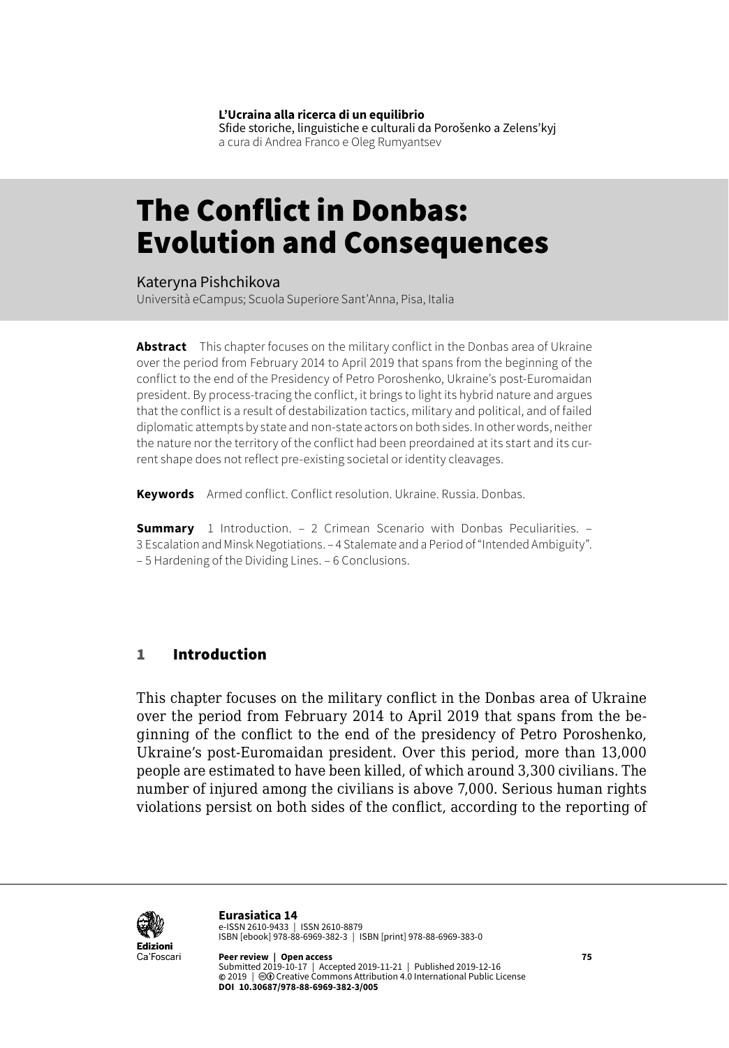**L'Ucraina alla ricerca di un equilibrio**
Sfide storiche, linguistiche e culturali da Porošenko a Zelens'kyj
a cura di Andrea Franco e Oleg Rumyantsev

# The Conflict in Donbas: Evolution and Consequences

Kateryna Pishchikova
Università eCampus; Scuola Superiore Sant'Anna, Pisa, Italia

**Abstract** This chapter focuses on the military conflict in the Donbas area of Ukraine over the period from February 2014 to April 2019 that spans from the beginning of the conflict to the end of the Presidency of Petro Poroshenko, Ukraine's post-Euromaidan president. By process-tracing the conflict, it brings to light its hybrid nature and argues that the conflict is a result of destabilization tactics, military and political, and of failed diplomatic attempts by state and non-state actors on both sides. In other words, neither the nature nor the territory of the conflict had been preordained at its start and its current shape does not reflect pre-existing societal or identity cleavages.

**Keywords** Armed conflict. Conflict resolution. Ukraine. Russia. Donbas.

**Summary** 1 Introduction. – 2 Crimean Scenario with Donbas Peculiarities. – 3 Escalation and Minsk Negotiations. – 4 Stalemate and a Period of "Intended Ambiguity". – 5 Hardening of the Dividing Lines. – 6 Conclusions.

## 1 Introduction

This chapter focuses on the military conflict in the Donbas area of Ukraine over the period from February 2014 to April 2019 that spans from the beginning of the conflict to the end of the presidency of Petro Poroshenko, Ukraine's post-Euromaidan president. Over this period, more than 13,000 people are estimated to have been killed, of which around 3,300 civilians. The number of injured among the civilians is above 7,000. Serious human rights violations persist on both sides of the conflict, according to the reporting of

**Eurasiatica 14**
e-ISSN 2610-9433 | ISSN 2610-8879
ISBN [ebook] 978-88-6969-382-3 | ISBN [print] 978-88-6969-383-0

**Peer review | Open access**
Submitted 2019-10-17 | Accepted 2019-11-21 | Published 2019-12-16
© 2019 | Creative Commons Attribution 4.0 International Public License
**DOI 10.30687/978-88-6969-382-3/005**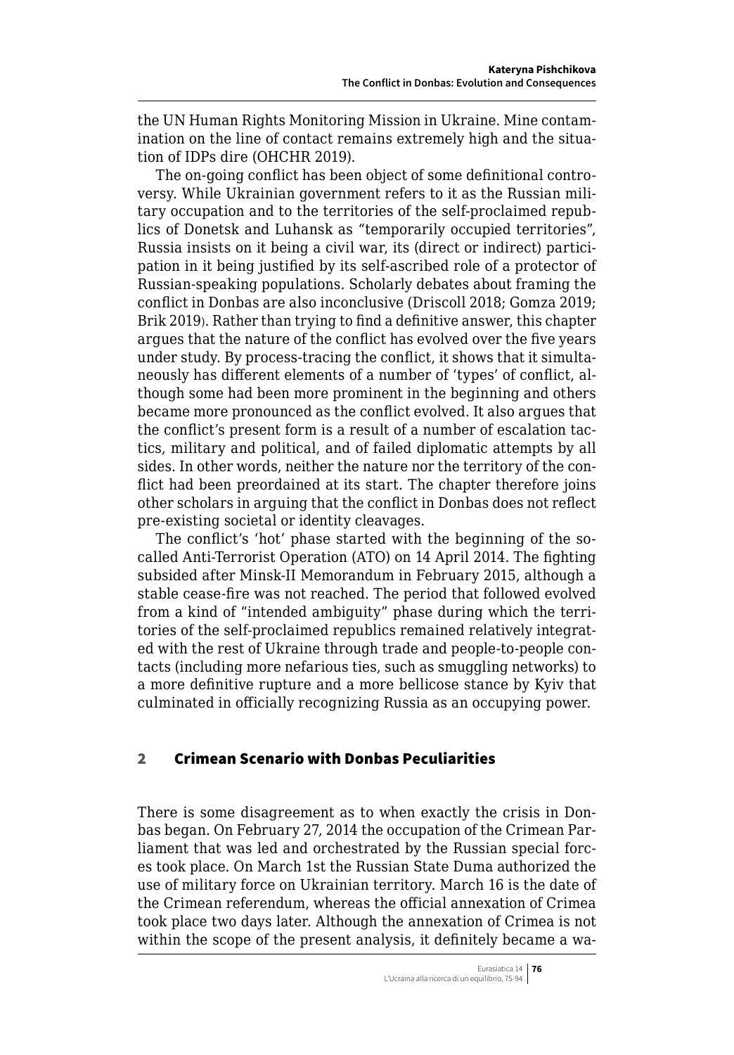the UN Human Rights Monitoring Mission in Ukraine. Mine contamination on the line of contact remains extremely high and the situation of IDPs dire (OHCHR 2019).

The on-going conflict has been object of some definitional controversy. While Ukrainian government refers to it as the Russian military occupation and to the territories of the self-proclaimed republics of Donetsk and Luhansk as "temporarily occupied territories", Russia insists on it being a civil war, its (direct or indirect) participation in it being justified by its self-ascribed role of a protector of Russian-speaking populations. Scholarly debates about framing the conflict in Donbas are also inconclusive (Driscoll 2018; Gomza 2019; Brik 2019). Rather than trying to find a definitive answer, this chapter argues that the nature of the conflict has evolved over the five years under study. By process-tracing the conflict, it shows that it simultaneously has different elements of a number of 'types' of conflict, although some had been more prominent in the beginning and others became more pronounced as the conflict evolved. It also argues that the conflict's present form is a result of a number of escalation tactics, military and political, and of failed diplomatic attempts by all sides. In other words, neither the nature nor the territory of the conflict had been preordained at its start. The chapter therefore joins other scholars in arguing that the conflict in Donbas does not reflect pre-existing societal or identity cleavages.

The conflict's 'hot' phase started with the beginning of the so-called Anti-Terrorist Operation (ATO) on 14 April 2014. The fighting subsided after Minsk-II Memorandum in February 2015, although a stable cease-fire was not reached. The period that followed evolved from a kind of "intended ambiguity" phase during which the territories of the self-proclaimed republics remained relatively integrated with the rest of Ukraine through trade and people-to-people contacts (including more nefarious ties, such as smuggling networks) to a more definitive rupture and a more bellicose stance by Kyiv that culminated in officially recognizing Russia as an occupying power.

## 2 Crimean Scenario with Donbas Peculiarities

There is some disagreement as to when exactly the crisis in Donbas began. On February 27, 2014 the occupation of the Crimean Parliament that was led and orchestrated by the Russian special forces took place. On March 1st the Russian State Duma authorized the use of military force on Ukrainian territory. March 16 is the date of the Crimean referendum, whereas the official annexation of Crimea took place two days later. Although the annexation of Crimea is not within the scope of the present analysis, it definitely became a wa-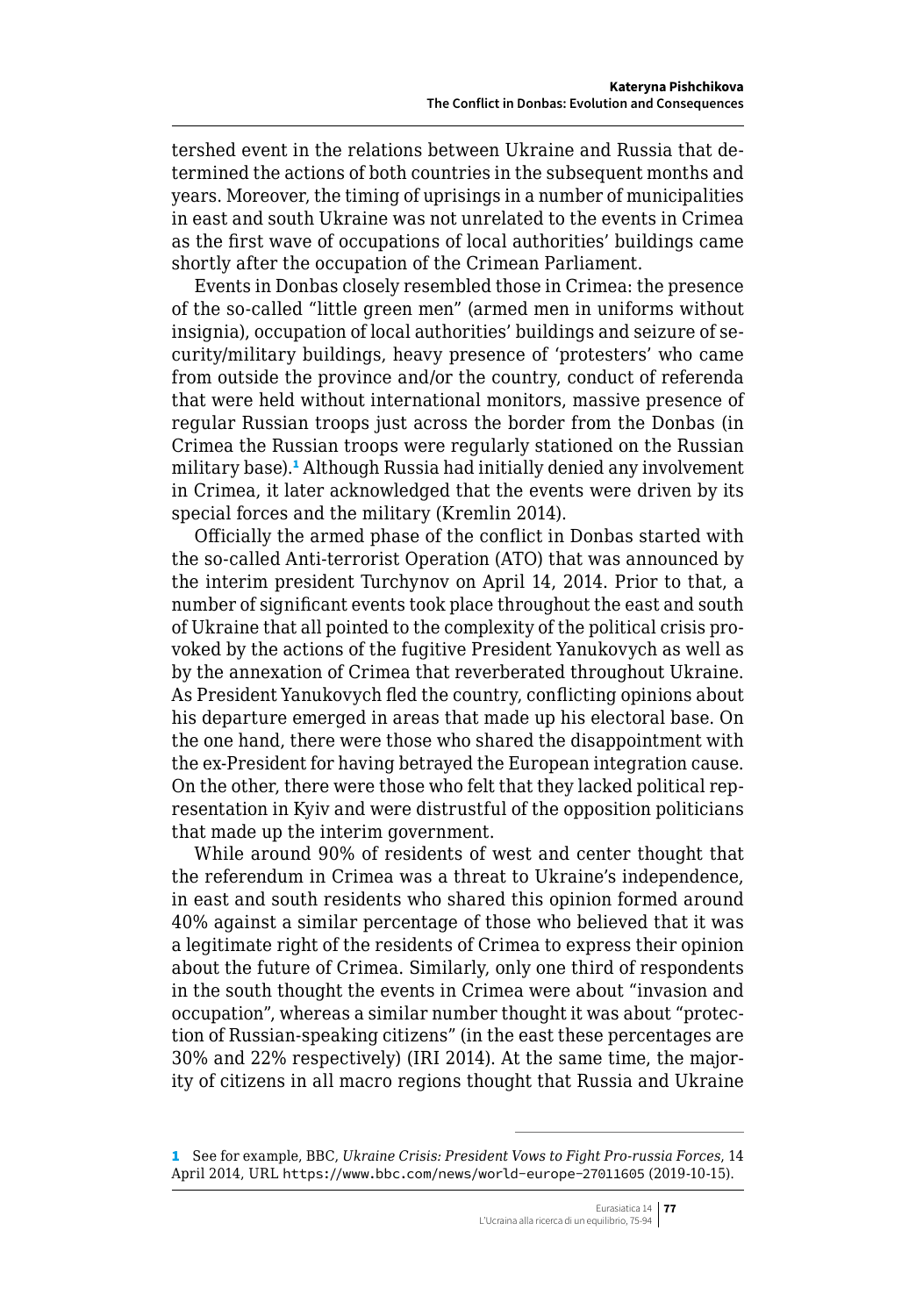tershed event in the relations between Ukraine and Russia that determined the actions of both countries in the subsequent months and years. Moreover, the timing of uprisings in a number of municipalities in east and south Ukraine was not unrelated to the events in Crimea as the first wave of occupations of local authorities' buildings came shortly after the occupation of the Crimean Parliament.

Events in Donbas closely resembled those in Crimea: the presence of the so-called "little green men" (armed men in uniforms without insignia), occupation of local authorities' buildings and seizure of security/military buildings, heavy presence of 'protesters' who came from outside the province and/or the country, conduct of referenda that were held without international monitors, massive presence of regular Russian troops just across the border from the Donbas (in Crimea the Russian troops were regularly stationed on the Russian military base).[1] Although Russia had initially denied any involvement in Crimea, it later acknowledged that the events were driven by its special forces and the military (Kremlin 2014).

Officially the armed phase of the conflict in Donbas started with the so-called Anti-terrorist Operation (ATO) that was announced by the interim president Turchynov on April 14, 2014. Prior to that, a number of significant events took place throughout the east and south of Ukraine that all pointed to the complexity of the political crisis provoked by the actions of the fugitive President Yanukovych as well as by the annexation of Crimea that reverberated throughout Ukraine. As President Yanukovych fled the country, conflicting opinions about his departure emerged in areas that made up his electoral base. On the one hand, there were those who shared the disappointment with the ex-President for having betrayed the European integration cause. On the other, there were those who felt that they lacked political representation in Kyiv and were distrustful of the opposition politicians that made up the interim government.

While around 90% of residents of west and center thought that the referendum in Crimea was a threat to Ukraine's independence, in east and south residents who shared this opinion formed around 40% against a similar percentage of those who believed that it was a legitimate right of the residents of Crimea to express their opinion about the future of Crimea. Similarly, only one third of respondents in the south thought the events in Crimea were about "invasion and occupation", whereas a similar number thought it was about "protection of Russian-speaking citizens" (in the east these percentages are 30% and 22% respectively) (IRI 2014). At the same time, the majority of citizens in all macro regions thought that Russia and Ukraine

---

1 See for example, BBC, *Ukraine Crisis: President Vows to Fight Pro-russia Forces*, 14 April 2014, URL https://www.bbc.com/news/world-europe-27011605 (2019-10-15).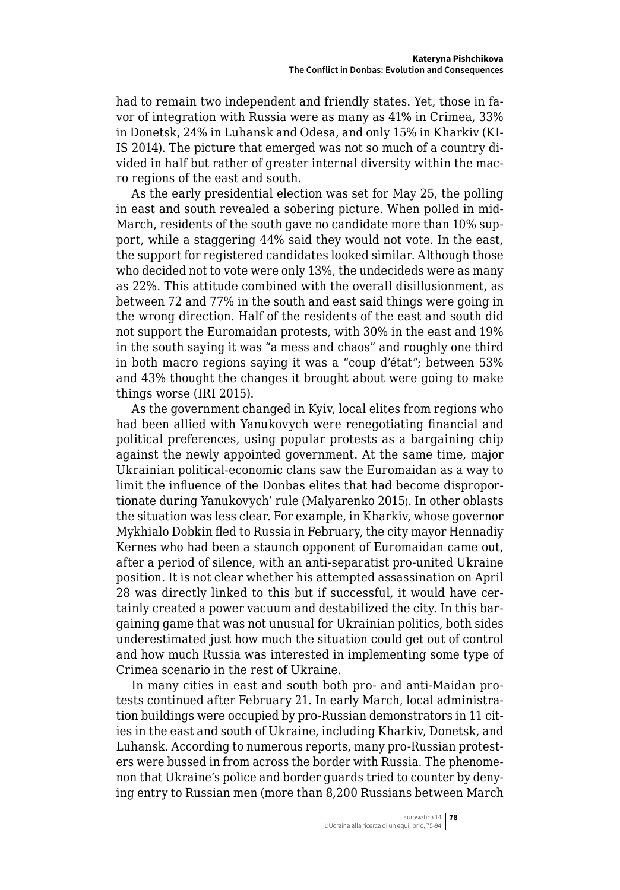had to remain two independent and friendly states. Yet, those in favor of integration with Russia were as many as 41% in Crimea, 33% in Donetsk, 24% in Luhansk and Odesa, and only 15% in Kharkiv (KIIS 2014). The picture that emerged was not so much of a country divided in half but rather of greater internal diversity within the macro regions of the east and south.

As the early presidential election was set for May 25, the polling in east and south revealed a sobering picture. When polled in mid-March, residents of the south gave no candidate more than 10% support, while a staggering 44% said they would not vote. In the east, the support for registered candidates looked similar. Although those who decided not to vote were only 13%, the undecideds were as many as 22%. This attitude combined with the overall disillusionment, as between 72 and 77% in the south and east said things were going in the wrong direction. Half of the residents of the east and south did not support the Euromaidan protests, with 30% in the east and 19% in the south saying it was "a mess and chaos" and roughly one third in both macro regions saying it was a "coup d'état"; between 53% and 43% thought the changes it brought about were going to make things worse (IRI 2015).

As the government changed in Kyiv, local elites from regions who had been allied with Yanukovych were renegotiating financial and political preferences, using popular protests as a bargaining chip against the newly appointed government. At the same time, major Ukrainian political-economic clans saw the Euromaidan as a way to limit the influence of the Donbas elites that had become disproportionate during Yanukovych' rule (Malyarenko 2015). In other oblasts the situation was less clear. For example, in Kharkiv, whose governor Mykhialo Dobkin fled to Russia in February, the city mayor Hennadiy Kernes who had been a staunch opponent of Euromaidan came out, after a period of silence, with an anti-separatist pro-united Ukraine position. It is not clear whether his attempted assassination on April 28 was directly linked to this but if successful, it would have certainly created a power vacuum and destabilized the city. In this bargaining game that was not unusual for Ukrainian politics, both sides underestimated just how much the situation could get out of control and how much Russia was interested in implementing some type of Crimea scenario in the rest of Ukraine.

In many cities in east and south both pro- and anti-Maidan protests continued after February 21. In early March, local administration buildings were occupied by pro-Russian demonstrators in 11 cities in the east and south of Ukraine, including Kharkiv, Donetsk, and Luhansk. According to numerous reports, many pro-Russian protesters were bussed in from across the border with Russia. The phenomenon that Ukraine's police and border guards tried to counter by denying entry to Russian men (more than 8,200 Russians between March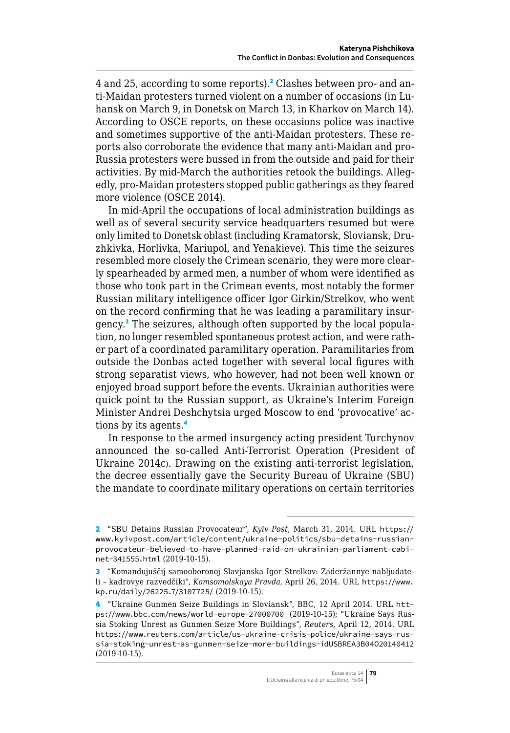4 and 25, according to some reports).[2] Clashes between pro- and anti-Maidan protesters turned violent on a number of occasions (in Luhansk on March 9, in Donetsk on March 13, in Kharkov on March 14). According to OSCE reports, on these occasions police was inactive and sometimes supportive of the anti-Maidan protesters. These reports also corroborate the evidence that many anti-Maidan and pro-Russia protesters were bussed in from the outside and paid for their activities. By mid-March the authorities retook the buildings. Allegedly, pro-Maidan protesters stopped public gatherings as they feared more violence (OSCE 2014).

In mid-April the occupations of local administration buildings as well as of several security service headquarters resumed but were only limited to Donetsk oblast (including Kramatorsk, Sloviansk, Druzhkivka, Horlivka, Mariupol, and Yenakieve). This time the seizures resembled more closely the Crimean scenario, they were more clearly spearheaded by armed men, a number of whom were identified as those who took part in the Crimean events, most notably the former Russian military intelligence officer Igor Girkin/Strelkov, who went on the record confirming that he was leading a paramilitary insurgency.[3] The seizures, although often supported by the local population, no longer resembled spontaneous protest action, and were rather part of a coordinated paramilitary operation. Paramilitaries from outside the Donbas acted together with several local figures with strong separatist views, who however, had not been well known or enjoyed broad support before the events. Ukrainian authorities were quick point to the Russian support, as Ukraine's Interim Foreign Minister Andrei Deshchytsia urged Moscow to end 'provocative' actions by its agents.[4]

In response to the armed insurgency acting president Turchynov announced the so-called Anti-Terrorist Operation (President of Ukraine 2014c). Drawing on the existing anti-terrorist legislation, the decree essentially gave the Security Bureau of Ukraine (SBU) the mandate to coordinate military operations on certain territories

---

[2] "SBU Detains Russian Provocateur", *Kyiv Post*, March 31, 2014. URL https://www.kyivpost.com/article/content/ukraine-politics/sbu-detains-russian-provocateur-believed-to-have-planned-raid-on-ukrainian-parliament-cabinet-341555.html (2019-10-15).

[3] "Komandujuščij samooboronoj Slavjanska Igor Strelkov: Zaderžannye nabljudateli – kadrovye razvedčiki", *Komsomolskaya Pravda*, April 26, 2014. URL https://www.kp.ru/daily/26225.7/3107725/ (2019-10-15).

[4] "Ukraine Gunmen Seize Buildings in Sloviansk", BBC, 12 April 2014. URL https://www.bbc.com/news/world-europe-27000700 (2019-10-15); "Ukraine Says Russia Stoking Unrest as Gunmen Seize More Buildings", *Reuters*, April 12, 2014. URL https://www.reuters.com/article/us-ukraine-crisis-police/ukraine-says-russia-stoking-unrest-as-gunmen-seize-more-buildings-idUSBREA3B04O20140412 (2019-10-15).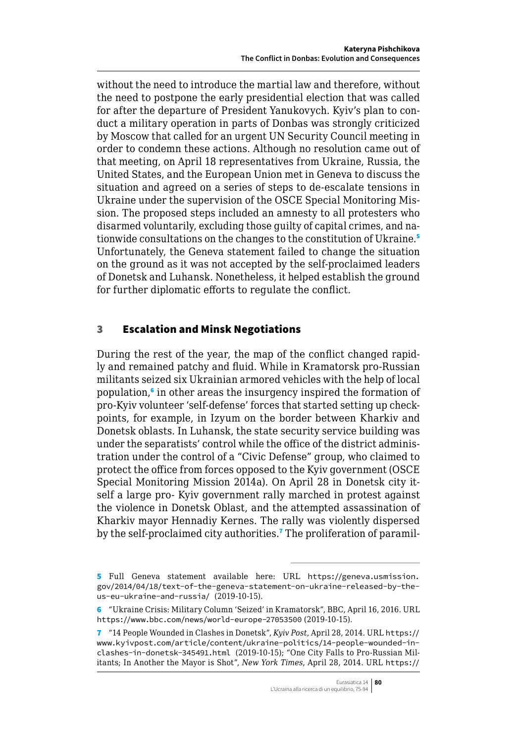without the need to introduce the martial law and therefore, without the need to postpone the early presidential election that was called for after the departure of President Yanukovych. Kyiv's plan to conduct a military operation in parts of Donbas was strongly criticized by Moscow that called for an urgent UN Security Council meeting in order to condemn these actions. Although no resolution came out of that meeting, on April 18 representatives from Ukraine, Russia, the United States, and the European Union met in Geneva to discuss the situation and agreed on a series of steps to de-escalate tensions in Ukraine under the supervision of the OSCE Special Monitoring Mission. The proposed steps included an amnesty to all protesters who disarmed voluntarily, excluding those guilty of capital crimes, and nationwide consultations on the changes to the constitution of Ukraine.[5] Unfortunately, the Geneva statement failed to change the situation on the ground as it was not accepted by the self-proclaimed leaders of Donetsk and Luhansk. Nonetheless, it helped establish the ground for further diplomatic efforts to regulate the conflict.

## 3 Escalation and Minsk Negotiations

During the rest of the year, the map of the conflict changed rapidly and remained patchy and fluid. While in Kramatorsk pro-Russian militants seized six Ukrainian armored vehicles with the help of local population,[6] in other areas the insurgency inspired the formation of pro-Kyiv volunteer 'self-defense' forces that started setting up checkpoints, for example, in Izyum on the border between Kharkiv and Donetsk oblasts. In Luhansk, the state security service building was under the separatists' control while the office of the district administration under the control of a "Civic Defense" group, who claimed to protect the office from forces opposed to the Kyiv government (OSCE Special Monitoring Mission 2014a). On April 28 in Donetsk city itself a large pro- Kyiv government rally marched in protest against the violence in Donetsk Oblast, and the attempted assassination of Kharkiv mayor Hennadiy Kernes. The rally was violently dispersed by the self-proclaimed city authorities.[7] The proliferation of paramil-

---

5 Full Geneva statement available here: URL https://geneva.usmission.gov/2014/04/18/text-of-the-geneva-statement-on-ukraine-released-by-the-us-eu-ukraine-and-russia/ (2019-10-15).

6 "Ukraine Crisis: Military Column 'Seized' in Kramatorsk", BBC, April 16, 2016. URL https://www.bbc.com/news/world-europe-27053500 (2019-10-15).

7 "14 People Wounded in Clashes in Donetsk", *Kyiv Post*, April 28, 2014. URL https://www.kyivpost.com/article/content/ukraine-politics/14-people-wounded-in-clashes-in-donetsk-345491.html (2019-10-15); "One City Falls to Pro-Russian Militants; In Another the Mayor is Shot", *New York Times*, April 28, 2014. URL https://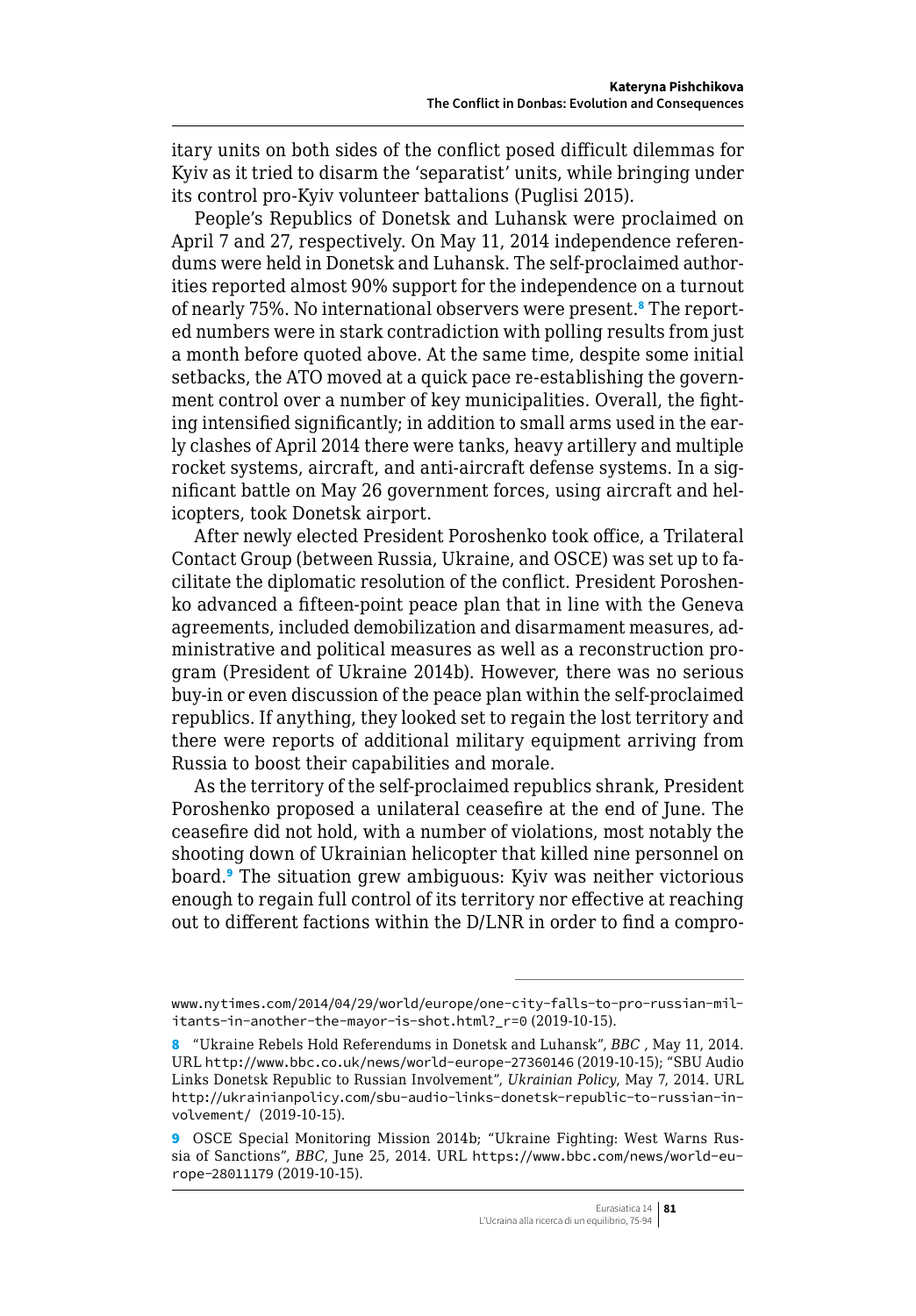itary units on both sides of the conflict posed difficult dilemmas for Kyiv as it tried to disarm the 'separatist' units, while bringing under its control pro-Kyiv volunteer battalions (Puglisi 2015).

People's Republics of Donetsk and Luhansk were proclaimed on April 7 and 27, respectively. On May 11, 2014 independence referendums were held in Donetsk and Luhansk. The self-proclaimed authorities reported almost 90% support for the independence on a turnout of nearly 75%. No international observers were present.[8] The reported numbers were in stark contradiction with polling results from just a month before quoted above. At the same time, despite some initial setbacks, the ATO moved at a quick pace re-establishing the government control over a number of key municipalities. Overall, the fighting intensified significantly; in addition to small arms used in the early clashes of April 2014 there were tanks, heavy artillery and multiple rocket systems, aircraft, and anti-aircraft defense systems. In a significant battle on May 26 government forces, using aircraft and helicopters, took Donetsk airport.

After newly elected President Poroshenko took office, a Trilateral Contact Group (between Russia, Ukraine, and OSCE) was set up to facilitate the diplomatic resolution of the conflict. President Poroshenko advanced a fifteen-point peace plan that in line with the Geneva agreements, included demobilization and disarmament measures, administrative and political measures as well as a reconstruction program (President of Ukraine 2014b). However, there was no serious buy-in or even discussion of the peace plan within the self-proclaimed republics. If anything, they looked set to regain the lost territory and there were reports of additional military equipment arriving from Russia to boost their capabilities and morale.

As the territory of the self-proclaimed republics shrank, President Poroshenko proposed a unilateral ceasefire at the end of June. The ceasefire did not hold, with a number of violations, most notably the shooting down of Ukrainian helicopter that killed nine personnel on board.[9] The situation grew ambiguous: Kyiv was neither victorious enough to regain full control of its territory nor effective at reaching out to different factions within the D/LNR in order to find a compro-

---

www.nytimes.com/2014/04/29/world/europe/one-city-falls-to-pro-russian-militants-in-another-the-mayor-is-shot.html?_r=0 (2019-10-15).

8 "Ukraine Rebels Hold Referendums in Donetsk and Luhansk", *BBC* , May 11, 2014. URL http://www.bbc.co.uk/news/world-europe-27360146 (2019-10-15); "SBU Audio Links Donetsk Republic to Russian Involvement", *Ukrainian Policy*, May 7, 2014. URL http://ukrainianpolicy.com/sbu-audio-links-donetsk-republic-to-russian-involvement/ (2019-10-15).

9 OSCE Special Monitoring Mission 2014b; "Ukraine Fighting: West Warns Russia of Sanctions", *BBC*, June 25, 2014. URL https://www.bbc.com/news/world-europe-28011179 (2019-10-15).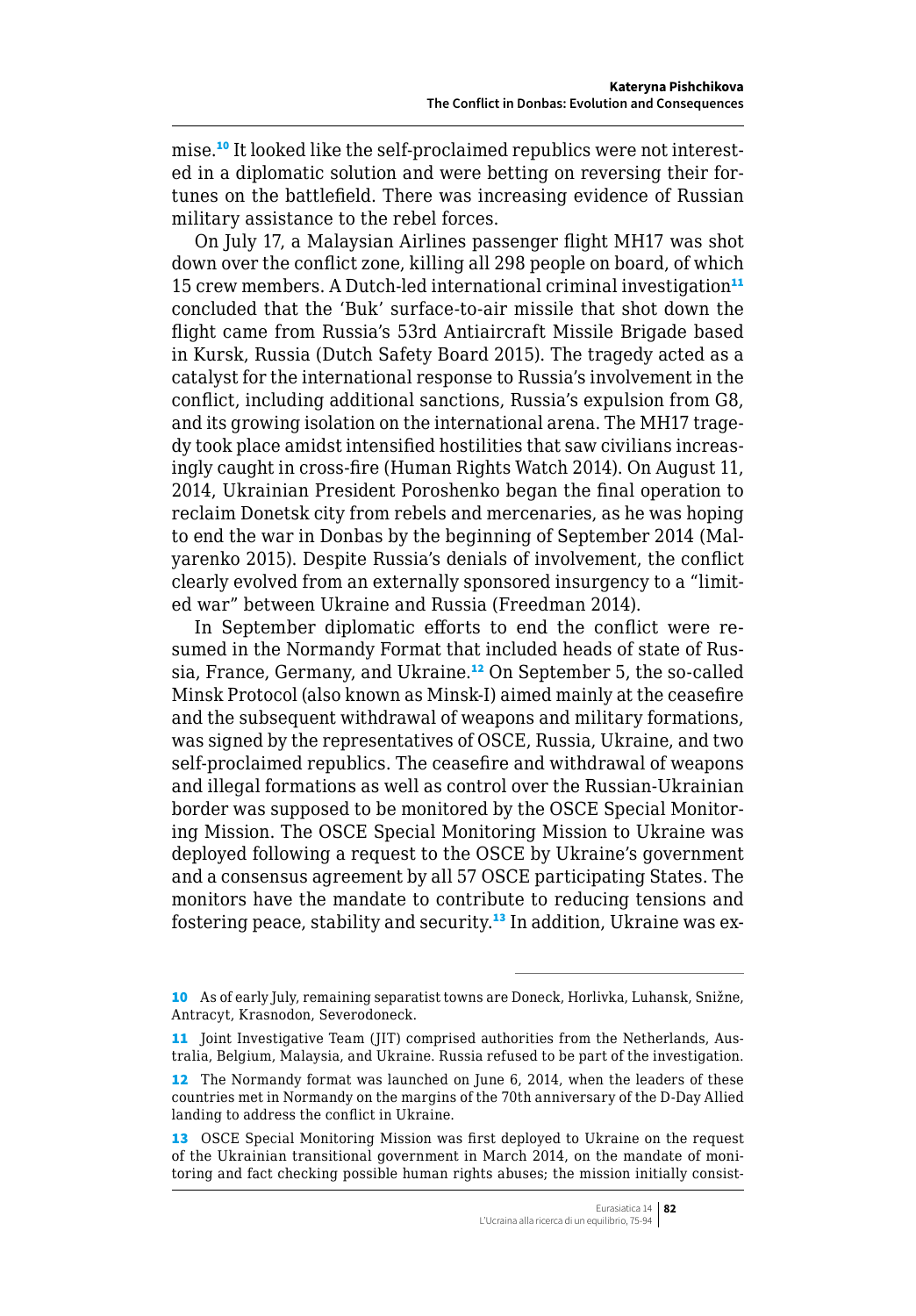mise.[10] It looked like the self-proclaimed republics were not interested in a diplomatic solution and were betting on reversing their fortunes on the battlefield. There was increasing evidence of Russian military assistance to the rebel forces.

On July 17, a Malaysian Airlines passenger flight MH17 was shot down over the conflict zone, killing all 298 people on board, of which 15 crew members. A Dutch-led international criminal investigation[11] concluded that the 'Buk' surface-to-air missile that shot down the flight came from Russia's 53rd Antiaircraft Missile Brigade based in Kursk, Russia (Dutch Safety Board 2015). The tragedy acted as a catalyst for the international response to Russia's involvement in the conflict, including additional sanctions, Russia's expulsion from G8, and its growing isolation on the international arena. The MH17 tragedy took place amidst intensified hostilities that saw civilians increasingly caught in cross-fire (Human Rights Watch 2014). On August 11, 2014, Ukrainian President Poroshenko began the final operation to reclaim Donetsk city from rebels and mercenaries, as he was hoping to end the war in Donbas by the beginning of September 2014 (Malyarenko 2015). Despite Russia's denials of involvement, the conflict clearly evolved from an externally sponsored insurgency to a "limited war" between Ukraine and Russia (Freedman 2014).

In September diplomatic efforts to end the conflict were resumed in the Normandy Format that included heads of state of Russia, France, Germany, and Ukraine.[12] On September 5, the so-called Minsk Protocol (also known as Minsk-I) aimed mainly at the ceasefire and the subsequent withdrawal of weapons and military formations, was signed by the representatives of OSCE, Russia, Ukraine, and two self-proclaimed republics. The ceasefire and withdrawal of weapons and illegal formations as well as control over the Russian-Ukrainian border was supposed to be monitored by the OSCE Special Monitoring Mission. The OSCE Special Monitoring Mission to Ukraine was deployed following a request to the OSCE by Ukraine's government and a consensus agreement by all 57 OSCE participating States. The monitors have the mandate to contribute to reducing tensions and fostering peace, stability and security.[13] In addition, Ukraine was ex-

---

[10] As of early July, remaining separatist towns are Doneck, Horlivka, Luhansk, Snižne, Antracyt, Krasnodon, Severodoneck.

[11] Joint Investigative Team (JIT) comprised authorities from the Netherlands, Australia, Belgium, Malaysia, and Ukraine. Russia refused to be part of the investigation.

[12] The Normandy format was launched on June 6, 2014, when the leaders of these countries met in Normandy on the margins of the 70th anniversary of the D-Day Allied landing to address the conflict in Ukraine.

[13] OSCE Special Monitoring Mission was first deployed to Ukraine on the request of the Ukrainian transitional government in March 2014, on the mandate of monitoring and fact checking possible human rights abuses; the mission initially consist-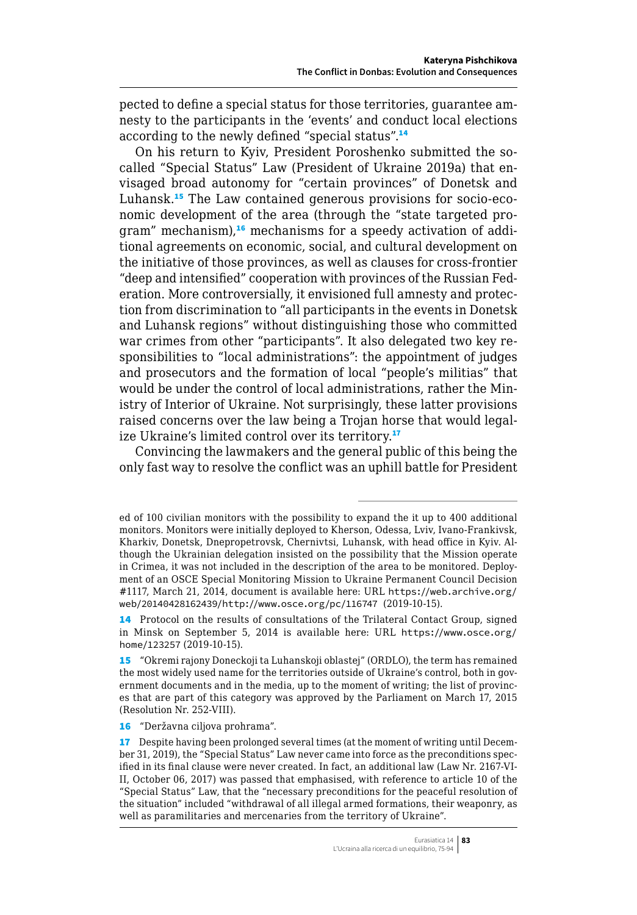pected to define a special status for those territories, guarantee amnesty to the participants in the 'events' and conduct local elections according to the newly defined "special status".[14]

On his return to Kyiv, President Poroshenko submitted the so-called "Special Status" Law (President of Ukraine 2019a) that envisaged broad autonomy for "certain provinces" of Donetsk and Luhansk.[15] The Law contained generous provisions for socio-economic development of the area (through the "state targeted program" mechanism),[16] mechanisms for a speedy activation of additional agreements on economic, social, and cultural development on the initiative of those provinces, as well as clauses for cross-frontier "deep and intensified" cooperation with provinces of the Russian Federation. More controversially, it envisioned full amnesty and protection from discrimination to "all participants in the events in Donetsk and Luhansk regions" without distinguishing those who committed war crimes from other "participants". It also delegated two key responsibilities to "local administrations": the appointment of judges and prosecutors and the formation of local "people's militias" that would be under the control of local administrations, rather the Ministry of Interior of Ukraine. Not surprisingly, these latter provisions raised concerns over the law being a Trojan horse that would legalize Ukraine's limited control over its territory.[17]

Convincing the lawmakers and the general public of this being the only fast way to resolve the conflict was an uphill battle for President

---

ed of 100 civilian monitors with the possibility to expand the it up to 400 additional monitors. Monitors were initially deployed to Kherson, Odessa, Lviv, Ivano-Frankivsk, Kharkiv, Donetsk, Dnepropetrovsk, Chernivtsi, Luhansk, with head office in Kyiv. Although the Ukrainian delegation insisted on the possibility that the Mission operate in Crimea, it was not included in the description of the area to be monitored. Deployment of an OSCE Special Monitoring Mission to Ukraine Permanent Council Decision #1117, March 21, 2014, document is available here: URL https://web.archive.org/web/20140428162439/http://www.osce.org/pc/116747 (2019-10-15).

14 Protocol on the results of consultations of the Trilateral Contact Group, signed in Minsk on September 5, 2014 is available here: URL https://www.osce.org/home/123257 (2019-10-15).

15 "Okremi rajony Doneckoji ta Luhanskoji oblastej" (ORDLO), the term has remained the most widely used name for the territories outside of Ukraine's control, both in government documents and in the media, up to the moment of writing; the list of provinces that are part of this category was approved by the Parliament on March 17, 2015 (Resolution Nr. 252-VIII).

16 "Deržavna ciljova prohrama".

17 Despite having been prolonged several times (at the moment of writing until December 31, 2019), the "Special Status" Law never came into force as the preconditions specified in its final clause were never created. In fact, an additional law (Law Nr. 2167-VIII, October 06, 2017) was passed that emphasised, with reference to article 10 of the "Special Status" Law, that the "necessary preconditions for the peaceful resolution of the situation" included "withdrawal of all illegal armed formations, their weaponry, as well as paramilitaries and mercenaries from the territory of Ukraine".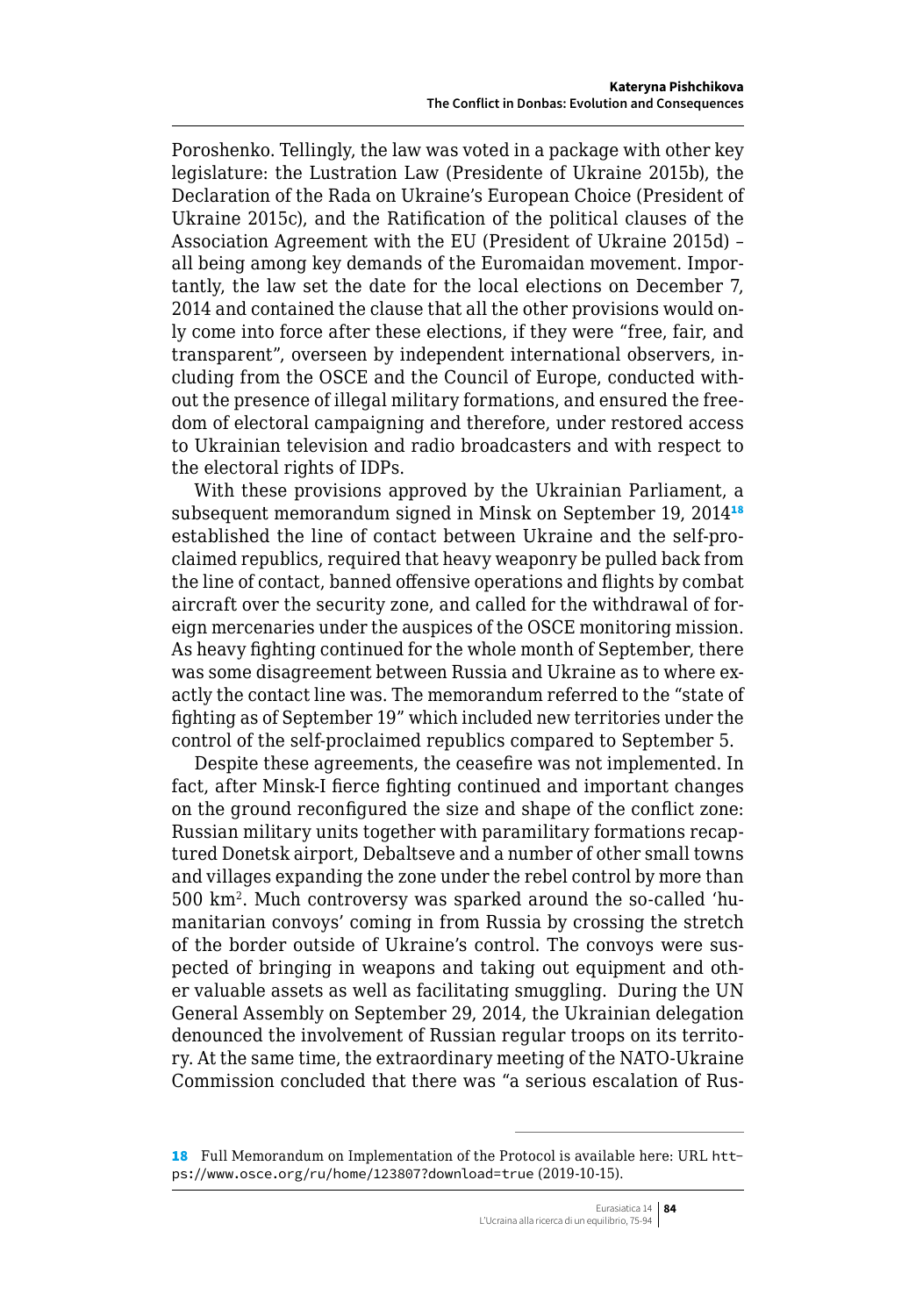Poroshenko. Tellingly, the law was voted in a package with other key legislature: the Lustration Law (Presidente of Ukraine 2015b), the Declaration of the Rada on Ukraine's European Choice (President of Ukraine 2015c), and the Ratification of the political clauses of the Association Agreement with the EU (President of Ukraine 2015d) – all being among key demands of the Euromaidan movement. Importantly, the law set the date for the local elections on December 7, 2014 and contained the clause that all the other provisions would only come into force after these elections, if they were "free, fair, and transparent", overseen by independent international observers, including from the OSCE and the Council of Europe, conducted without the presence of illegal military formations, and ensured the freedom of electoral campaigning and therefore, under restored access to Ukrainian television and radio broadcasters and with respect to the electoral rights of IDPs.

With these provisions approved by the Ukrainian Parliament, a subsequent memorandum signed in Minsk on September 19, 2014[18] established the line of contact between Ukraine and the self-proclaimed republics, required that heavy weaponry be pulled back from the line of contact, banned offensive operations and flights by combat aircraft over the security zone, and called for the withdrawal of foreign mercenaries under the auspices of the OSCE monitoring mission. As heavy fighting continued for the whole month of September, there was some disagreement between Russia and Ukraine as to where exactly the contact line was. The memorandum referred to the "state of fighting as of September 19" which included new territories under the control of the self-proclaimed republics compared to September 5.

Despite these agreements, the ceasefire was not implemented. In fact, after Minsk-I fierce fighting continued and important changes on the ground reconfigured the size and shape of the conflict zone: Russian military units together with paramilitary formations recaptured Donetsk airport, Debaltseve and a number of other small towns and villages expanding the zone under the rebel control by more than 500 km$^2$. Much controversy was sparked around the so-called 'humanitarian convoys' coming in from Russia by crossing the stretch of the border outside of Ukraine's control. The convoys were suspected of bringing in weapons and taking out equipment and other valuable assets as well as facilitating smuggling. During the UN General Assembly on September 29, 2014, the Ukrainian delegation denounced the involvement of Russian regular troops on its territory. At the same time, the extraordinary meeting of the NATO-Ukraine Commission concluded that there was "a serious escalation of Rus-

---

18 Full Memorandum on Implementation of the Protocol is available here: URL https://www.osce.org/ru/home/123807?download=true (2019-10-15).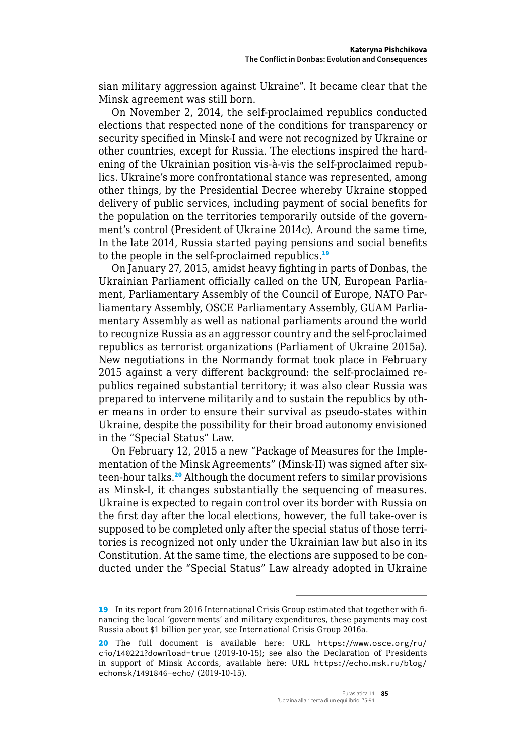sian military aggression against Ukraine". It became clear that the Minsk agreement was still born.

On November 2, 2014, the self-proclaimed republics conducted elections that respected none of the conditions for transparency or security specified in Minsk-I and were not recognized by Ukraine or other countries, except for Russia. The elections inspired the hardening of the Ukrainian position vis-à-vis the self-proclaimed republics. Ukraine's more confrontational stance was represented, among other things, by the Presidential Decree whereby Ukraine stopped delivery of public services, including payment of social benefits for the population on the territories temporarily outside of the government's control (President of Ukraine 2014c). Around the same time, In the late 2014, Russia started paying pensions and social benefits to the people in the self-proclaimed republics.[19]

On January 27, 2015, amidst heavy fighting in parts of Donbas, the Ukrainian Parliament officially called on the UN, European Parliament, Parliamentary Assembly of the Council of Europe, NATO Parliamentary Assembly, OSCE Parliamentary Assembly, GUAM Parliamentary Assembly as well as national parliaments around the world to recognize Russia as an aggressor country and the self-proclaimed republics as terrorist organizations (Parliament of Ukraine 2015a). New negotiations in the Normandy format took place in February 2015 against a very different background: the self-proclaimed republics regained substantial territory; it was also clear Russia was prepared to intervene militarily and to sustain the republics by other means in order to ensure their survival as pseudo-states within Ukraine, despite the possibility for their broad autonomy envisioned in the "Special Status" Law.

On February 12, 2015 a new "Package of Measures for the Implementation of the Minsk Agreements" (Minsk-II) was signed after sixteen-hour talks.[20] Although the document refers to similar provisions as Minsk-I, it changes substantially the sequencing of measures. Ukraine is expected to regain control over its border with Russia on the first day after the local elections, however, the full take-over is supposed to be completed only after the special status of those territories is recognized not only under the Ukrainian law but also in its Constitution. At the same time, the elections are supposed to be conducted under the "Special Status" Law already adopted in Ukraine

---

[19] In its report from 2016 International Crisis Group estimated that together with financing the local 'governments' and military expenditures, these payments may cost Russia about $1 billion per year, see International Crisis Group 2016a.

[20] The full document is available here: URL https://www.osce.org/ru/cio/140221?download=true (2019-10-15); see also the Declaration of Presidents in support of Minsk Accords, available here: URL https://echo.msk.ru/blog/echomsk/1491846-echo/ (2019-10-15).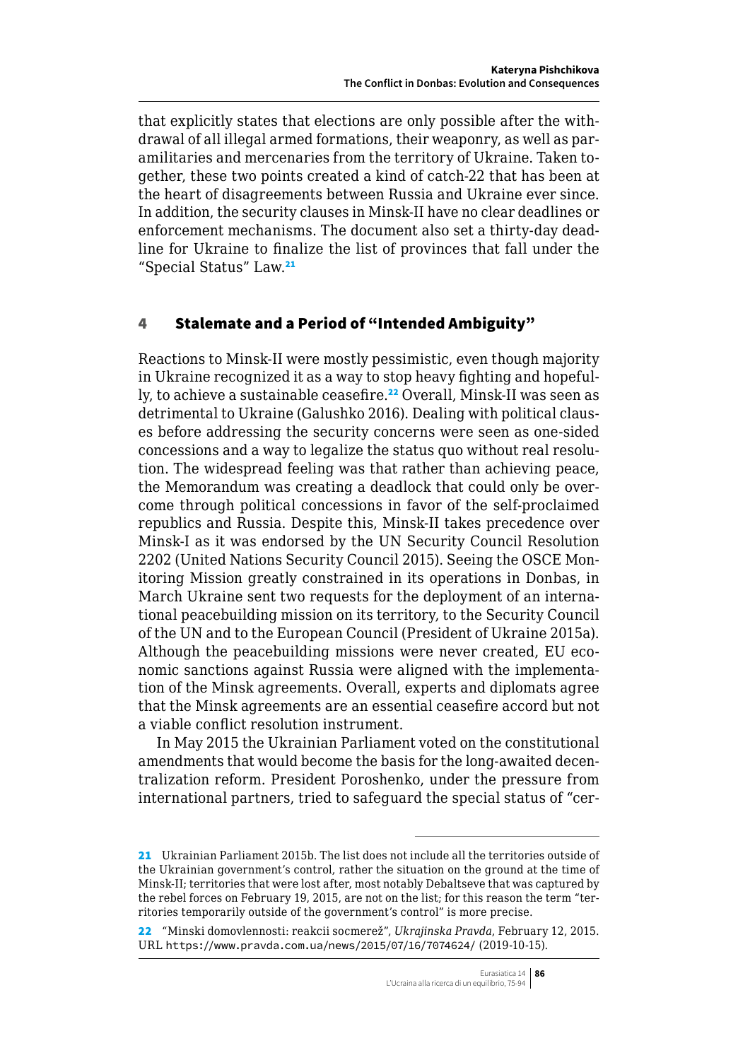that explicitly states that elections are only possible after the withdrawal of all illegal armed formations, their weaponry, as well as paramilitaries and mercenaries from the territory of Ukraine. Taken together, these two points created a kind of catch-22 that has been at the heart of disagreements between Russia and Ukraine ever since. In addition, the security clauses in Minsk-II have no clear deadlines or enforcement mechanisms. The document also set a thirty-day deadline for Ukraine to finalize the list of provinces that fall under the "Special Status" Law.[21]

## 4 Stalemate and a Period of "Intended Ambiguity"

Reactions to Minsk-II were mostly pessimistic, even though majority in Ukraine recognized it as a way to stop heavy fighting and hopefully, to achieve a sustainable ceasefire.[22] Overall, Minsk-II was seen as detrimental to Ukraine (Galushko 2016). Dealing with political clauses before addressing the security concerns were seen as one-sided concessions and a way to legalize the status quo without real resolution. The widespread feeling was that rather than achieving peace, the Memorandum was creating a deadlock that could only be overcome through political concessions in favor of the self-proclaimed republics and Russia. Despite this, Minsk-II takes precedence over Minsk-I as it was endorsed by the UN Security Council Resolution 2202 (United Nations Security Council 2015). Seeing the OSCE Monitoring Mission greatly constrained in its operations in Donbas, in March Ukraine sent two requests for the deployment of an international peacebuilding mission on its territory, to the Security Council of the UN and to the European Council (President of Ukraine 2015a). Although the peacebuilding missions were never created, EU economic sanctions against Russia were aligned with the implementation of the Minsk agreements. Overall, experts and diplomats agree that the Minsk agreements are an essential ceasefire accord but not a viable conflict resolution instrument.

In May 2015 the Ukrainian Parliament voted on the constitutional amendments that would become the basis for the long-awaited decentralization reform. President Poroshenko, under the pressure from international partners, tried to safeguard the special status of "cer-

---

21 Ukrainian Parliament 2015b. The list does not include all the territories outside of the Ukrainian government's control, rather the situation on the ground at the time of Minsk-II; territories that were lost after, most notably Debaltseve that was captured by the rebel forces on February 19, 2015, are not on the list; for this reason the term "territories temporarily outside of the government's control" is more precise.

22 "Minski domovlennosti: reakcii socmerež", *Ukrajinska Pravda*, February 12, 2015. URL https://www.pravda.com.ua/news/2015/07/16/7074624/ (2019-10-15).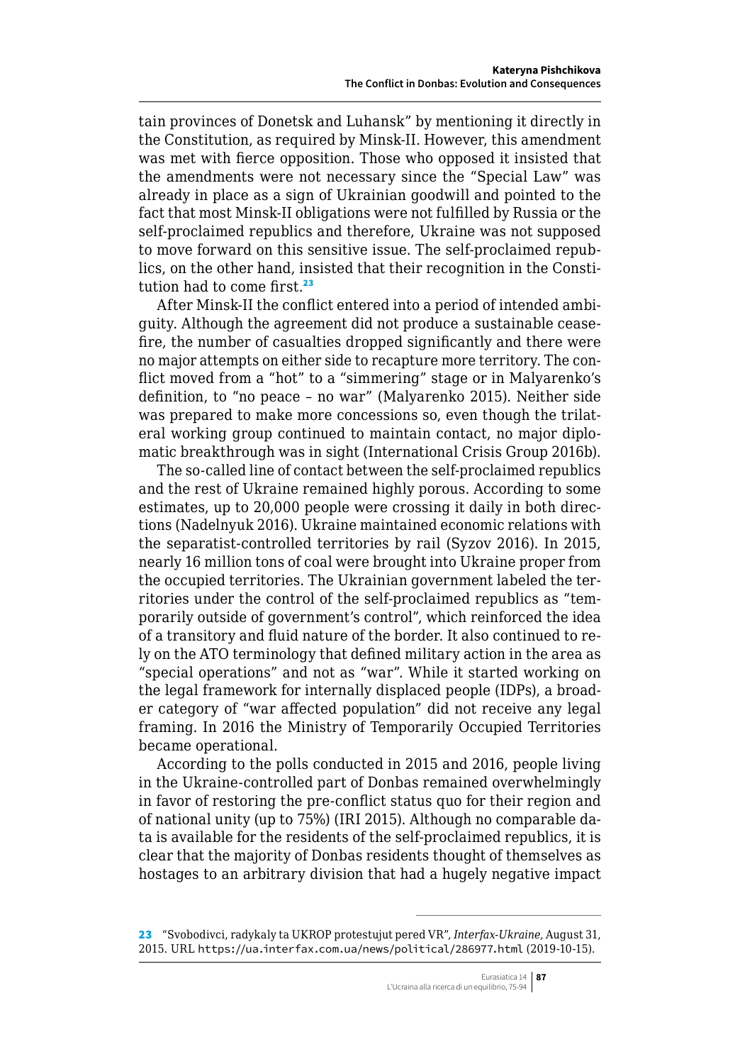tain provinces of Donetsk and Luhansk" by mentioning it directly in the Constitution, as required by Minsk-II. However, this amendment was met with fierce opposition. Those who opposed it insisted that the amendments were not necessary since the "Special Law" was already in place as a sign of Ukrainian goodwill and pointed to the fact that most Minsk-II obligations were not fulfilled by Russia or the self-proclaimed republics and therefore, Ukraine was not supposed to move forward on this sensitive issue. The self-proclaimed republics, on the other hand, insisted that their recognition in the Constitution had to come first.[23]

After Minsk-II the conflict entered into a period of intended ambiguity. Although the agreement did not produce a sustainable ceasefire, the number of casualties dropped significantly and there were no major attempts on either side to recapture more territory. The conflict moved from a "hot" to a "simmering" stage or in Malyarenko's definition, to "no peace – no war" (Malyarenko 2015). Neither side was prepared to make more concessions so, even though the trilateral working group continued to maintain contact, no major diplomatic breakthrough was in sight (International Crisis Group 2016b).

The so-called line of contact between the self-proclaimed republics and the rest of Ukraine remained highly porous. According to some estimates, up to 20,000 people were crossing it daily in both directions (Nadelnyuk 2016). Ukraine maintained economic relations with the separatist-controlled territories by rail (Syzov 2016). In 2015, nearly 16 million tons of coal were brought into Ukraine proper from the occupied territories. The Ukrainian government labeled the territories under the control of the self-proclaimed republics as "temporarily outside of government's control", which reinforced the idea of a transitory and fluid nature of the border. It also continued to rely on the ATO terminology that defined military action in the area as "special operations" and not as "war". While it started working on the legal framework for internally displaced people (IDPs), a broader category of "war affected population" did not receive any legal framing. In 2016 the Ministry of Temporarily Occupied Territories became operational.

According to the polls conducted in 2015 and 2016, people living in the Ukraine-controlled part of Donbas remained overwhelmingly in favor of restoring the pre-conflict status quo for their region and of national unity (up to 75%) (IRI 2015). Although no comparable data is available for the residents of the self-proclaimed republics, it is clear that the majority of Donbas residents thought of themselves as hostages to an arbitrary division that had a hugely negative impact

---

23 "Svobodivci, radykaly ta UKROP protestujut pered VR", *Interfax-Ukraine*, August 31, 2015. URL https://ua.interfax.com.ua/news/political/286977.html (2019-10-15).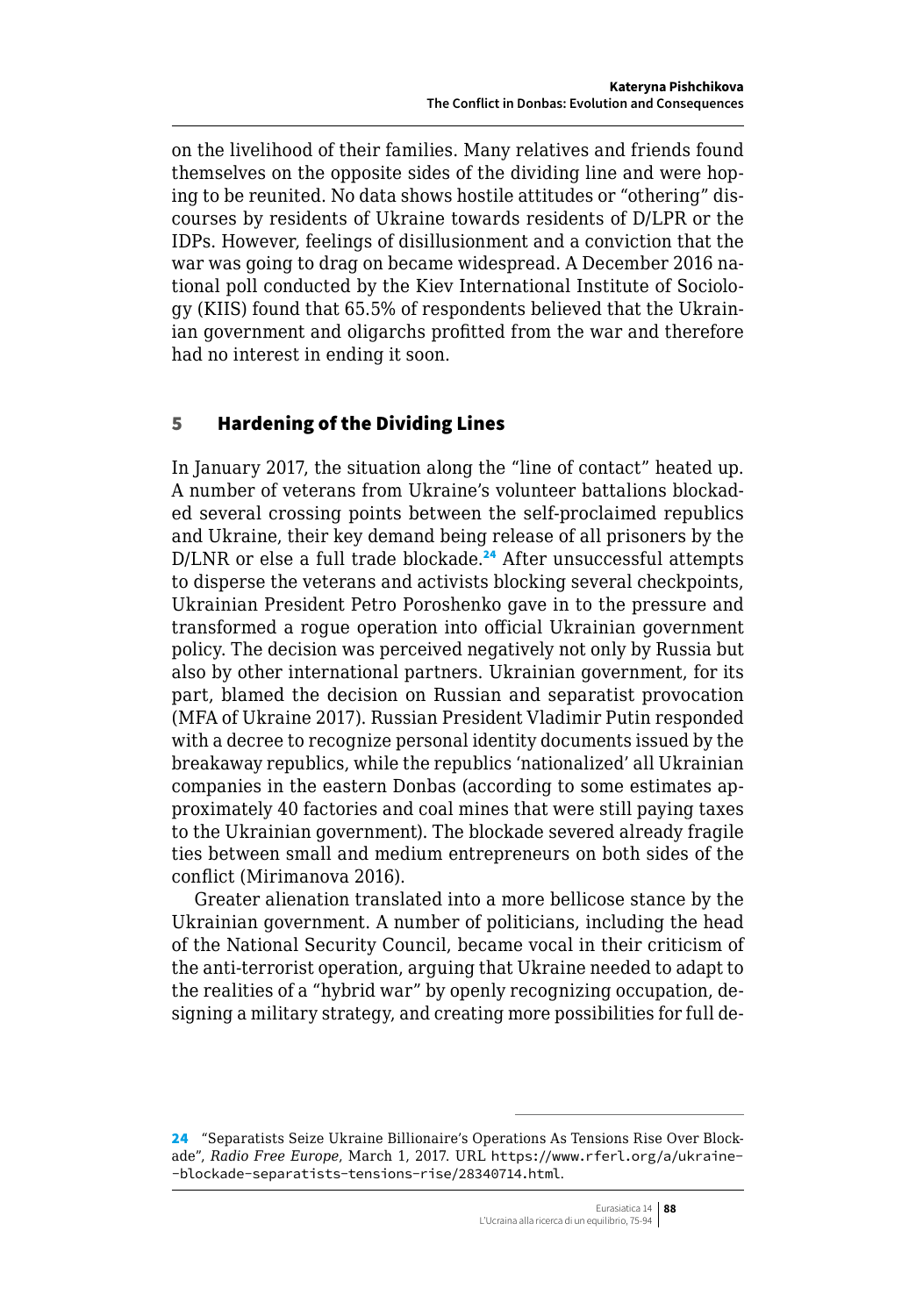on the livelihood of their families. Many relatives and friends found themselves on the opposite sides of the dividing line and were hoping to be reunited. No data shows hostile attitudes or "othering" discourses by residents of Ukraine towards residents of D/LPR or the IDPs. However, feelings of disillusionment and a conviction that the war was going to drag on became widespread. A December 2016 national poll conducted by the Kiev International Institute of Sociology (KIIS) found that 65.5% of respondents believed that the Ukrainian government and oligarchs profitted from the war and therefore had no interest in ending it soon.

## 5 Hardening of the Dividing Lines

In January 2017, the situation along the "line of contact" heated up. A number of veterans from Ukraine's volunteer battalions blockaded several crossing points between the self-proclaimed republics and Ukraine, their key demand being release of all prisoners by the D/LNR or else a full trade blockade.[24] After unsuccessful attempts to disperse the veterans and activists blocking several checkpoints, Ukrainian President Petro Poroshenko gave in to the pressure and transformed a rogue operation into official Ukrainian government policy. The decision was perceived negatively not only by Russia but also by other international partners. Ukrainian government, for its part, blamed the decision on Russian and separatist provocation (MFA of Ukraine 2017). Russian President Vladimir Putin responded with a decree to recognize personal identity documents issued by the breakaway republics, while the republics 'nationalized' all Ukrainian companies in the eastern Donbas (according to some estimates approximately 40 factories and coal mines that were still paying taxes to the Ukrainian government). The blockade severed already fragile ties between small and medium entrepreneurs on both sides of the conflict (Mirimanova 2016).

Greater alienation translated into a more bellicose stance by the Ukrainian government. A number of politicians, including the head of the National Security Council, became vocal in their criticism of the anti-terrorist operation, arguing that Ukraine needed to adapt to the realities of a "hybrid war" by openly recognizing occupation, designing a military strategy, and creating more possibilities for full de-

---

24 "Separatists Seize Ukraine Billionaire's Operations As Tensions Rise Over Blockade", *Radio Free Europe*, March 1, 2017. URL https://www.rferl.org/a/ukraine--blockade-separatists-tensions-rise/28340714.html.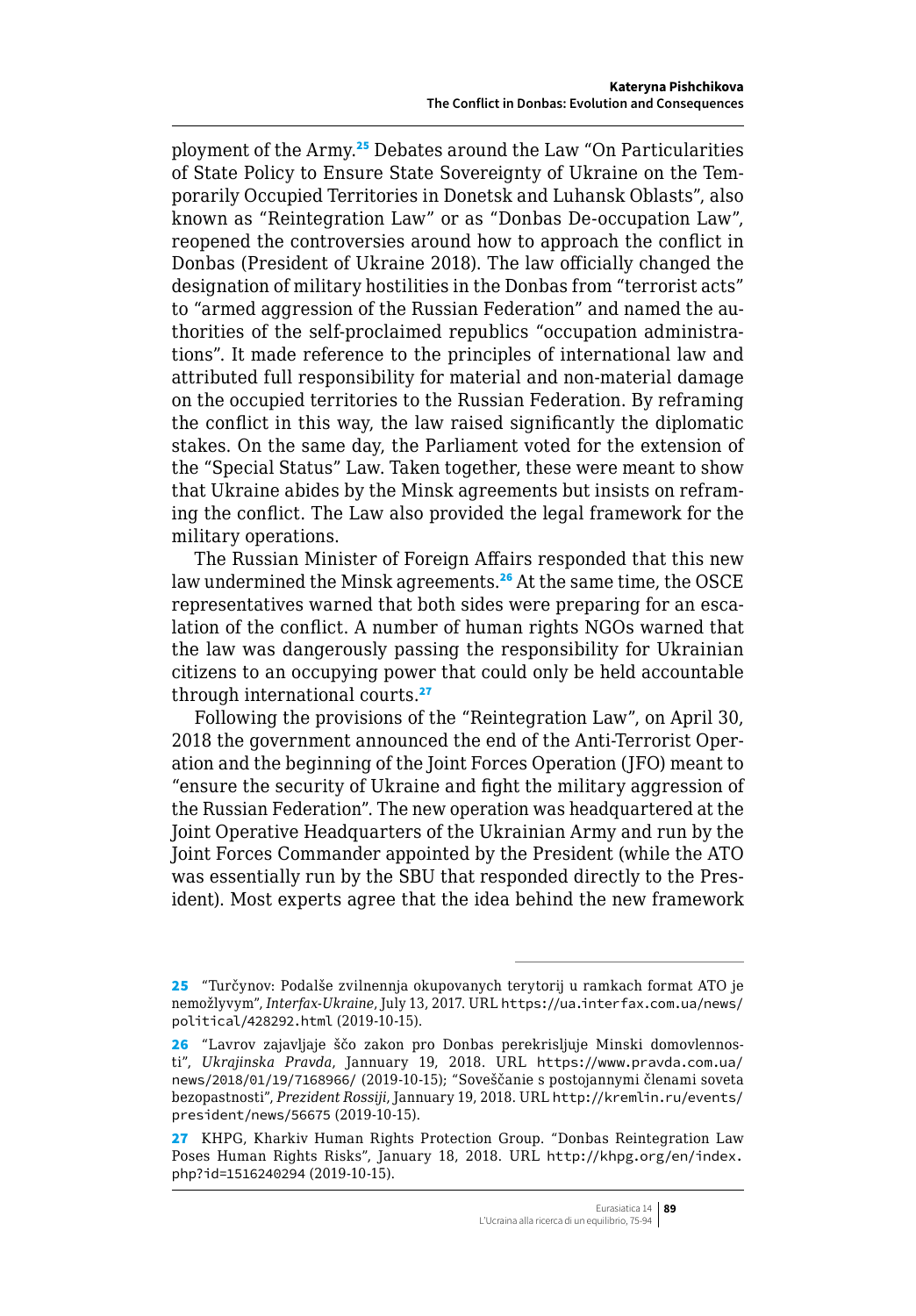ployment of the Army.[25] Debates around the Law "On Particularities of State Policy to Ensure State Sovereignty of Ukraine on the Temporarily Occupied Territories in Donetsk and Luhansk Oblasts", also known as "Reintegration Law" or as "Donbas De-occupation Law", reopened the controversies around how to approach the conflict in Donbas (President of Ukraine 2018). The law officially changed the designation of military hostilities in the Donbas from "terrorist acts" to "armed aggression of the Russian Federation" and named the authorities of the self-proclaimed republics "occupation administrations". It made reference to the principles of international law and attributed full responsibility for material and non-material damage on the occupied territories to the Russian Federation. By reframing the conflict in this way, the law raised significantly the diplomatic stakes. On the same day, the Parliament voted for the extension of the "Special Status" Law. Taken together, these were meant to show that Ukraine abides by the Minsk agreements but insists on reframing the conflict. The Law also provided the legal framework for the military operations.

The Russian Minister of Foreign Affairs responded that this new law undermined the Minsk agreements.[26] At the same time, the OSCE representatives warned that both sides were preparing for an escalation of the conflict. A number of human rights NGOs warned that the law was dangerously passing the responsibility for Ukrainian citizens to an occupying power that could only be held accountable through international courts.[27]

Following the provisions of the "Reintegration Law", on April 30, 2018 the government announced the end of the Anti-Terrorist Operation and the beginning of the Joint Forces Operation (JFO) meant to "ensure the security of Ukraine and fight the military aggression of the Russian Federation". The new operation was headquartered at the Joint Operative Headquarters of the Ukrainian Army and run by the Joint Forces Commander appointed by the President (while the ATO was essentially run by the SBU that responded directly to the President). Most experts agree that the idea behind the new framework

---

25 "Turčynov: Podalše zvilnennja okupovanych terytorij u ramkach format ATO je nemožlyvym", *Interfax-Ukraine*, July 13, 2017. URL https://ua.interfax.com.ua/news/political/428292.html (2019-10-15).

26 "Lavrov zajavljaje ščo zakon pro Donbas perekrisljuje Minski domovlennosti", *Ukrajinska Pravda*, Jannuary 19, 2018. URL https://www.pravda.com.ua/news/2018/01/19/7168966/ (2019-10-15); "Soveščanie s postojannymi členami soveta bezopastnosti", *Prezident Rossiji*, Jannuary 19, 2018. URL http://kremlin.ru/events/president/news/56675 (2019-10-15).

27 KHPG, Kharkiv Human Rights Protection Group. "Donbas Reintegration Law Poses Human Rights Risks", January 18, 2018. URL http://khpg.org/en/index.php?id=1516240294 (2019-10-15).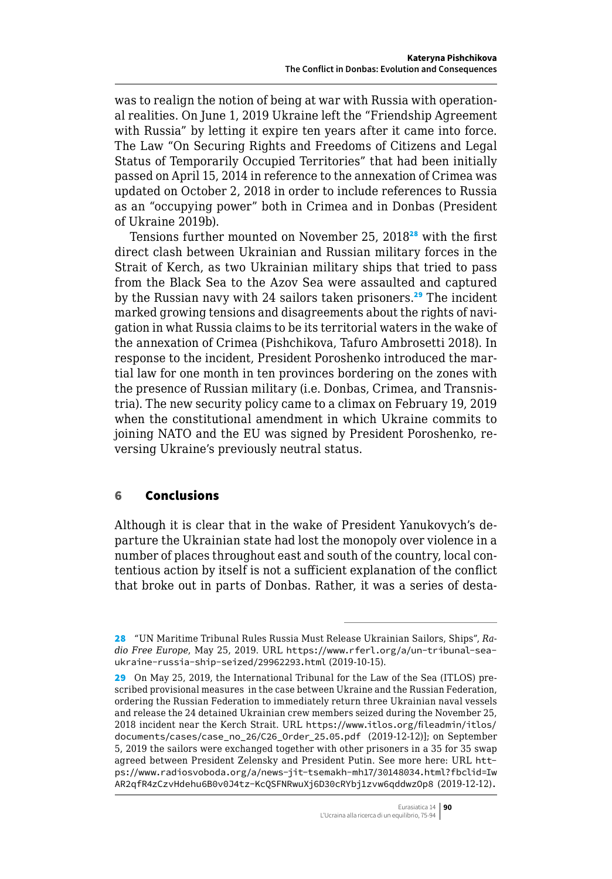was to realign the notion of being at war with Russia with operational realities. On June 1, 2019 Ukraine left the "Friendship Agreement with Russia" by letting it expire ten years after it came into force. The Law "On Securing Rights and Freedoms of Citizens and Legal Status of Temporarily Occupied Territories" that had been initially passed on April 15, 2014 in reference to the annexation of Crimea was updated on October 2, 2018 in order to include references to Russia as an "occupying power" both in Crimea and in Donbas (President of Ukraine 2019b).

Tensions further mounted on November 25, 2018[28] with the first direct clash between Ukrainian and Russian military forces in the Strait of Kerch, as two Ukrainian military ships that tried to pass from the Black Sea to the Azov Sea were assaulted and captured by the Russian navy with 24 sailors taken prisoners.[29] The incident marked growing tensions and disagreements about the rights of navigation in what Russia claims to be its territorial waters in the wake of the annexation of Crimea (Pishchikova, Tafuro Ambrosetti 2018). In response to the incident, President Poroshenko introduced the martial law for one month in ten provinces bordering on the zones with the presence of Russian military (i.e. Donbas, Crimea, and Transnistria). The new security policy came to a climax on February 19, 2019 when the constitutional amendment in which Ukraine commits to joining NATO and the EU was signed by President Poroshenko, reversing Ukraine's previously neutral status.

## 6 Conclusions

Although it is clear that in the wake of President Yanukovych's departure the Ukrainian state had lost the monopoly over violence in a number of places throughout east and south of the country, local contentious action by itself is not a sufficient explanation of the conflict that broke out in parts of Donbas. Rather, it was a series of desta-

---

28 "UN Maritime Tribunal Rules Russia Must Release Ukrainian Sailors, Ships", *Radio Free Europe*, May 25, 2019. URL https://www.rferl.org/a/un-tribunal-sea-ukraine-russia-ship-seized/29962293.html (2019-10-15).

29 On May 25, 2019, the International Tribunal for the Law of the Sea (ITLOS) prescribed provisional measures in the case between Ukraine and the Russian Federation, ordering the Russian Federation to immediately return three Ukrainian naval vessels and release the 24 detained Ukrainian crew members seized during the November 25, 2018 incident near the Kerch Strait. URL https://www.itlos.org/fileadmin/itlos/documents/cases/case_no_26/C26_Order_25.05.pdf (2019-12-12)]; on September 5, 2019 the sailors were exchanged together with other prisoners in a 35 for 35 swap agreed between President Zelensky and President Putin. See more here: URL https://www.radiosvoboda.org/a/news-jit-tsemakh-mh17/30148034.html?fbclid=IwAR2qfR4zCzvHdehu6B0v0J4tz-KcQSFNRwuXj6D30cRYbj1zvw6qddwzOp8 (2019-12-12).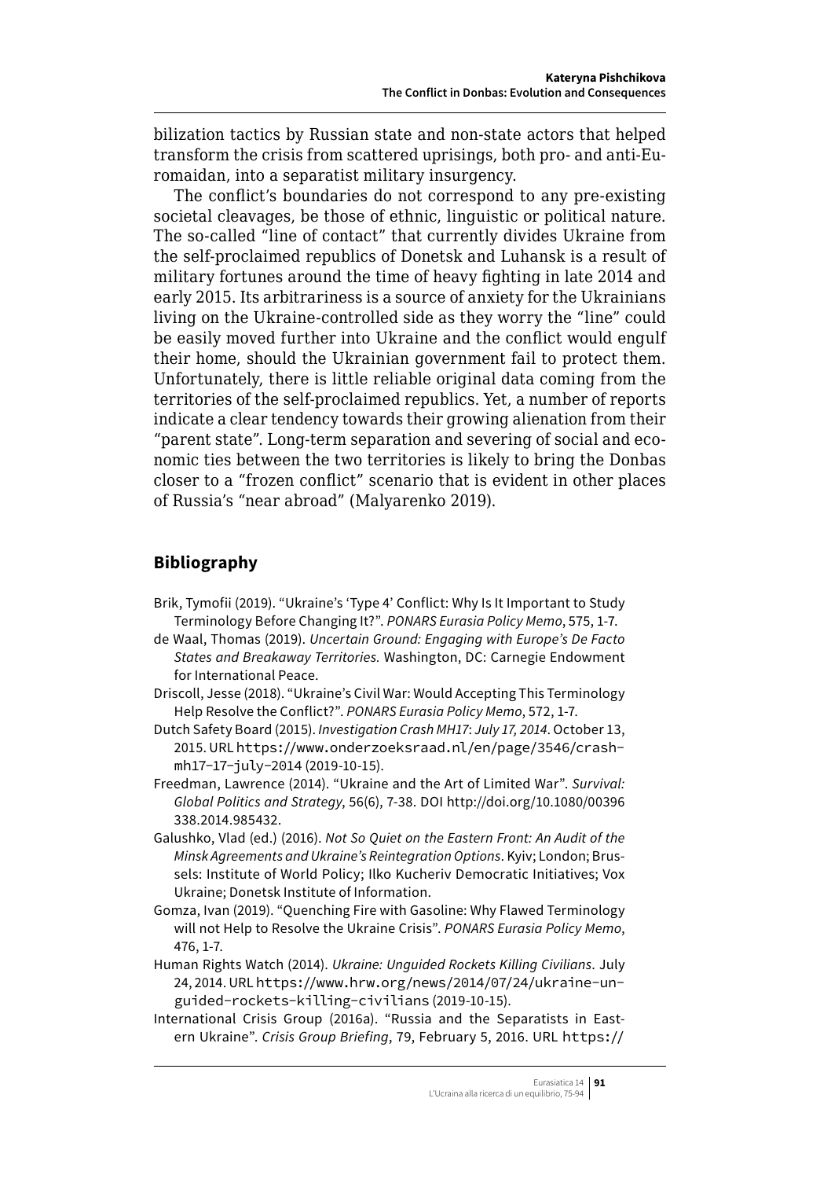bilization tactics by Russian state and non-state actors that helped transform the crisis from scattered uprisings, both pro- and anti-Euromaidan, into a separatist military insurgency.

The conflict's boundaries do not correspond to any pre-existing societal cleavages, be those of ethnic, linguistic or political nature. The so-called "line of contact" that currently divides Ukraine from the self-proclaimed republics of Donetsk and Luhansk is a result of military fortunes around the time of heavy fighting in late 2014 and early 2015. Its arbitrariness is a source of anxiety for the Ukrainians living on the Ukraine-controlled side as they worry the "line" could be easily moved further into Ukraine and the conflict would engulf their home, should the Ukrainian government fail to protect them. Unfortunately, there is little reliable original data coming from the territories of the self-proclaimed republics. Yet, a number of reports indicate a clear tendency towards their growing alienation from their "parent state". Long-term separation and severing of social and economic ties between the two territories is likely to bring the Donbas closer to a "frozen conflict" scenario that is evident in other places of Russia's "near abroad" (Malyarenko 2019).

## Bibliography

Brik, Tymofii (2019). "Ukraine's 'Type 4' Conflict: Why Is It Important to Study Terminology Before Changing It?". *PONARS Eurasia Policy Memo*, 575, 1-7.

de Waal, Thomas (2019). *Uncertain Ground: Engaging with Europe's De Facto States and Breakaway Territories.* Washington, DC: Carnegie Endowment for International Peace.

Driscoll, Jesse (2018). "Ukraine's Civil War: Would Accepting This Terminology Help Resolve the Conflict?". *PONARS Eurasia Policy Memo*, 572, 1-7.

Dutch Safety Board (2015). *Investigation Crash MH17: July 17, 2014*. October 13, 2015. URL https://www.onderzoeksraad.nl/en/page/3546/crash-mh17-17-july-2014 (2019-10-15).

Freedman, Lawrence (2014). "Ukraine and the Art of Limited War". *Survival: Global Politics and Strategy*, 56(6), 7-38. DOI http://doi.org/10.1080/00396338.2014.985432.

Galushko, Vlad (ed.) (2016). *Not So Quiet on the Eastern Front: An Audit of the Minsk Agreements and Ukraine's Reintegration Options*. Kyiv; London; Brussels: Institute of World Policy; Ilko Kucheriv Democratic Initiatives; Vox Ukraine; Donetsk Institute of Information.

Gomza, Ivan (2019). "Quenching Fire with Gasoline: Why Flawed Terminology will not Help to Resolve the Ukraine Crisis". *PONARS Eurasia Policy Memo*, 476, 1-7.

Human Rights Watch (2014). *Ukraine: Unguided Rockets Killing Civilians*. July 24, 2014. URL https://www.hrw.org/news/2014/07/24/ukraine-unguided-rockets-killing-civilians (2019-10-15).

International Crisis Group (2016a). "Russia and the Separatists in Eastern Ukraine". *Crisis Group Briefing*, 79, February 5, 2016. URL https://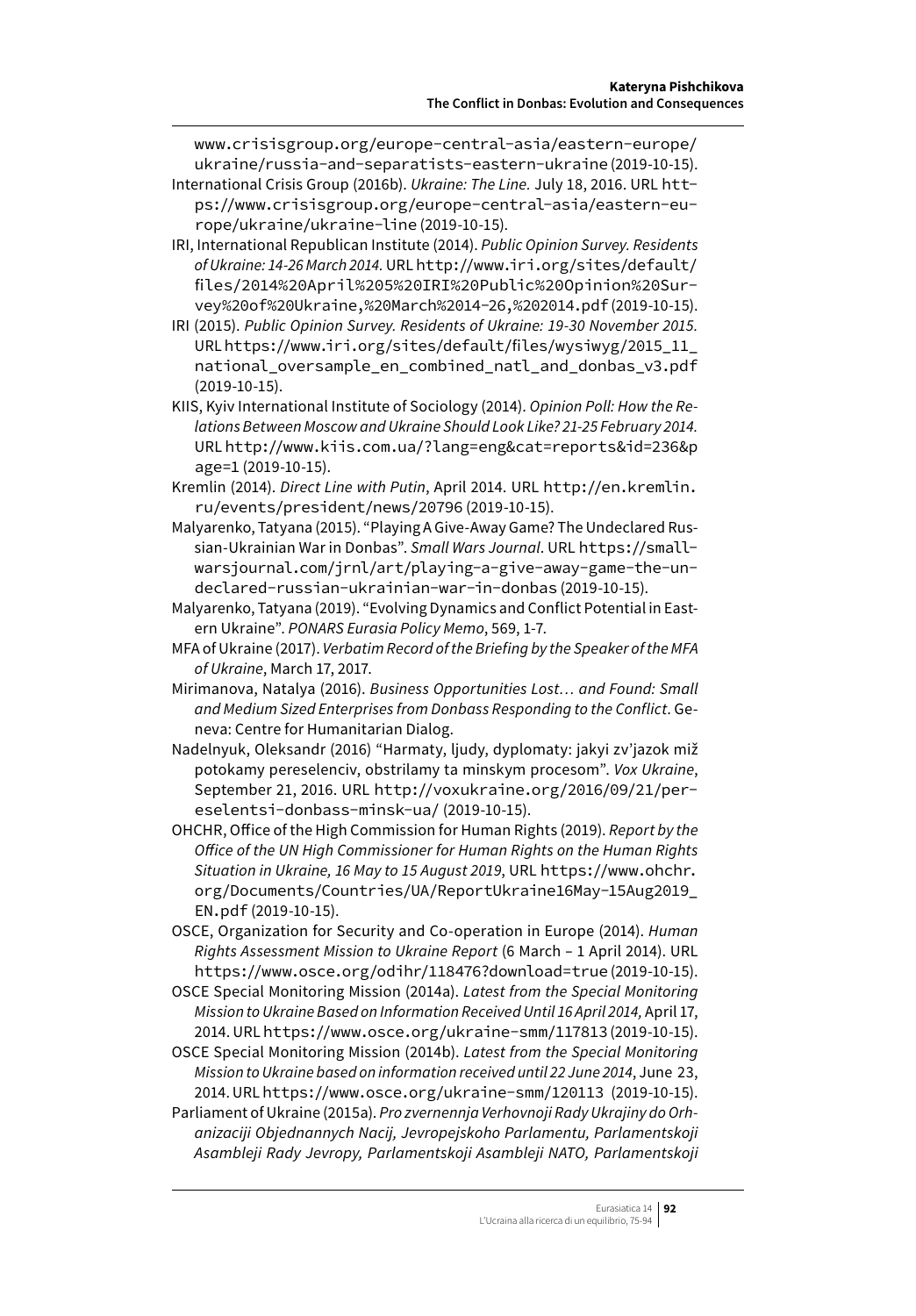www.crisisgroup.org/europe-central-asia/eastern-europe/ukraine/russia-and-separatists-eastern-ukraine (2019-10-15).

International Crisis Group (2016b). *Ukraine: The Line.* July 18, 2016. URL https://www.crisisgroup.org/europe-central-asia/eastern-europe/ukraine/ukraine-line (2019-10-15).

IRI, International Republican Institute (2014). *Public Opinion Survey. Residents of Ukraine: 14-26 March 2014.* URL http://www.iri.org/sites/default/files/2014%20April%205%20IRI%20Public%20Opinion%20Survey%20of%20Ukraine,%20March%2014-26,%202014.pdf (2019-10-15).

IRI (2015). *Public Opinion Survey. Residents of Ukraine: 19-30 November 2015.* URL https://www.iri.org/sites/default/files/wysiwyg/2015_11_national_oversample_en_combined_natl_and_donbas_v3.pdf (2019-10-15).

KIIS, Kyiv International Institute of Sociology (2014). *Opinion Poll: How the Relations Between Moscow and Ukraine Should Look Like? 21-25 February 2014.* URL http://www.kiis.com.ua/?lang=eng&cat=reports&id=236&page=1 (2019-10-15).

Kremlin (2014). *Direct Line with Putin*, April 2014. URL http://en.kremlin.ru/events/president/news/20796 (2019-10-15).

Malyarenko, Tatyana (2015). "Playing A Give-Away Game? The Undeclared Russian-Ukrainian War in Donbas". *Small Wars Journal*. URL https://smallwarsjournal.com/jrnl/art/playing-a-give-away-game-the-undeclared-russian-ukrainian-war-in-donbas (2019-10-15).

Malyarenko, Tatyana (2019). "Evolving Dynamics and Conflict Potential in Eastern Ukraine". *PONARS Eurasia Policy Memo*, 569, 1-7.

MFA of Ukraine (2017). *Verbatim Record of the Briefing by the Speaker of the MFA of Ukraine*, March 17, 2017.

Mirimanova, Natalya (2016). *Business Opportunities Lost… and Found: Small and Medium Sized Enterprises from Donbass Responding to the Conflict*. Geneva: Centre for Humanitarian Dialog.

Nadelnyuk, Oleksandr (2016) "Harmaty, ljudy, dyplomaty: jakyi zv'jazok miž potokamy pereselenciv, obstrilamy ta minskym procesom". *Vox Ukraine*, September 21, 2016. URL http://voxukraine.org/2016/09/21/pereselentsi-donbass-minsk-ua/ (2019-10-15).

OHCHR, Office of the High Commission for Human Rights (2019). *Report by the Office of the UN High Commissioner for Human Rights on the Human Rights Situation in Ukraine, 16 May to 15 August 2019*, URL https://www.ohchr.org/Documents/Countries/UA/ReportUkraine16May-15Aug2019_EN.pdf (2019-10-15).

OSCE, Organization for Security and Co-operation in Europe (2014). *Human Rights Assessment Mission to Ukraine Report* (6 March – 1 April 2014). URL https://www.osce.org/odihr/118476?download=true (2019-10-15).

OSCE Special Monitoring Mission (2014a). *Latest from the Special Monitoring Mission to Ukraine Based on Information Received Until 16 April 2014,* April 17, 2014. URL https://www.osce.org/ukraine-smm/117813 (2019-10-15).

OSCE Special Monitoring Mission (2014b). *Latest from the Special Monitoring Mission to Ukraine based on information received until 22 June 2014*, June 23, 2014. URL https://www.osce.org/ukraine-smm/120113 (2019-10-15).

Parliament of Ukraine (2015a). *Pro zvernennja Verhovnoji Rady Ukrajiny do Orhanizaciji Objednannych Nacij, Jevropejskoho Parlamentu, Parlamentskoji Asambleji Rady Jevropy, Parlamentskoji Asambleji NATO, Parlamentskoji*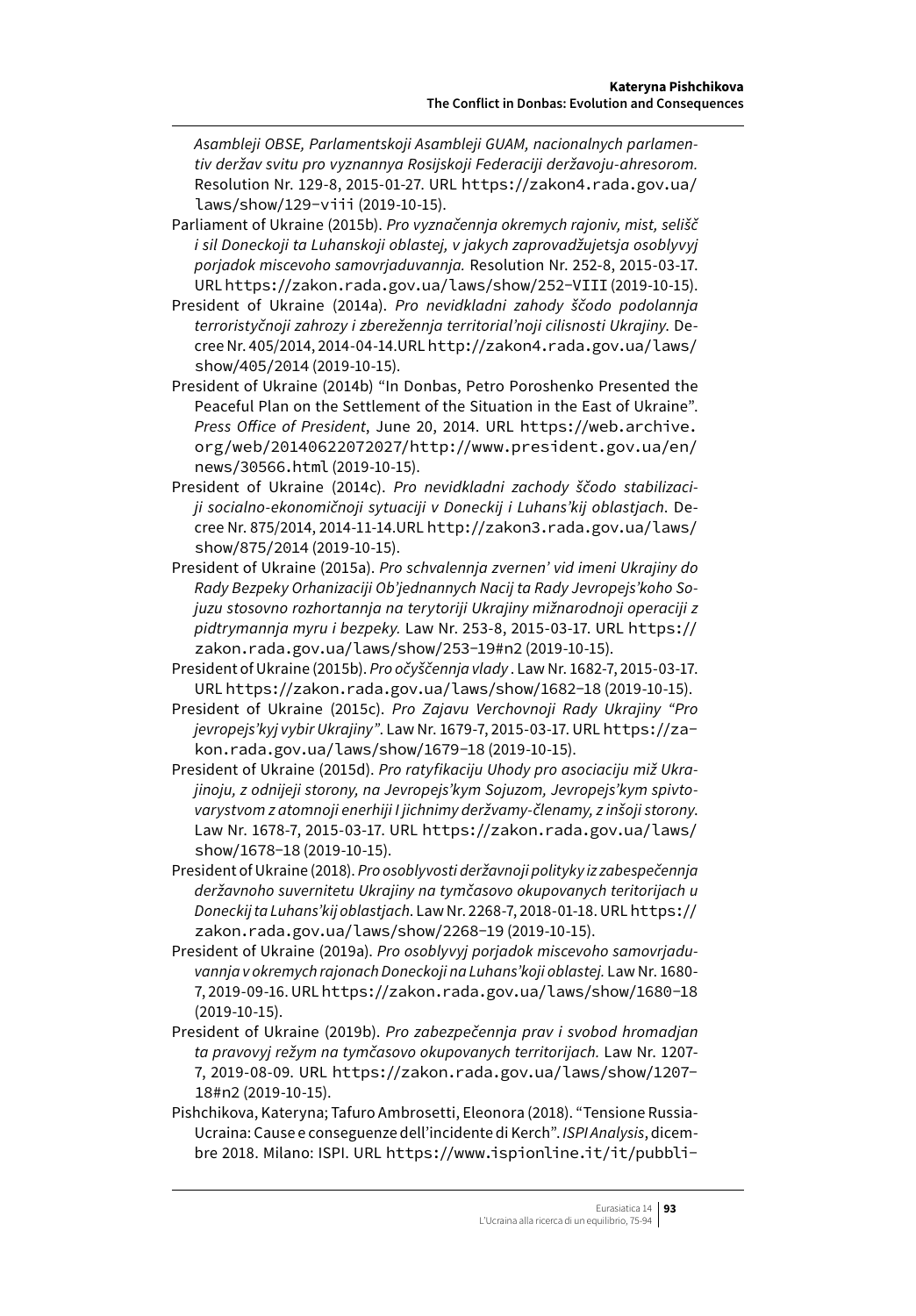*Asambleji OBSE, Parlamentskoji Asambleji GUAM, nacionalnych parlamentiv deržav svitu pro vyznannya Rosijskoji Federaciji deržavoju-ahresorom.* Resolution Nr. 129-8, 2015-01-27. URL https://zakon4.rada.gov.ua/laws/show/129-viii (2019-10-15).

Parliament of Ukraine (2015b). *Pro vyznačennja okremych rajoniv, mist, selišč i sil Doneckoji ta Luhanskoji oblastej, v jakych zaprovadžujetsja osoblyvyj porjadok miscevoho samovrjaduvannja.* Resolution Nr. 252-8, 2015-03-17. URL https://zakon.rada.gov.ua/laws/show/252-VIII (2019-10-15).

President of Ukraine (2014a). *Pro nevidkladni zahody ščodo podolannja terrorystyčnoji zahrozy i zberežennja territorial'noji cilisnosti Ukrajiny.* Decree Nr. 405/2014, 2014-04-14.URL http://zakon4.rada.gov.ua/laws/show/405/2014 (2019-10-15).

President of Ukraine (2014b) "In Donbas, Petro Poroshenko Presented the Peaceful Plan on the Settlement of the Situation in the East of Ukraine". *Press Office of President*, June 20, 2014. URL https://web.archive.org/web/20140622072027/http://www.president.gov.ua/en/news/30566.html (2019-10-15).

President of Ukraine (2014c). *Pro nevidkladni zachody ščodo stabilizaciji socialno-ekonomičnoji sytuaciji v Doneckij i Luhans'kij oblastjach*. Decree Nr. 875/2014, 2014-11-14.URL http://zakon3.rada.gov.ua/laws/show/875/2014 (2019-10-15).

President of Ukraine (2015a). *Pro schvalennja zvernen' vid imeni Ukrajiny do Rady Bezpeky Orhanizaciji Ob'jednannych Nacij ta Rady Jevropejs'koho Sojuzu stosovno rozhortannja na terytoriji Ukrajiny mižnarodnoji operaciji z pidtrymannja myru i bezpeky.* Law Nr. 253-8, 2015-03-17. URL https://zakon.rada.gov.ua/laws/show/253-19#n2 (2019-10-15).

President of Ukraine (2015b). *Pro očyščennja vlady* . Law Nr. 1682-7, 2015-03-17. URL https://zakon.rada.gov.ua/laws/show/1682-18 (2019-10-15).

President of Ukraine (2015c). *Pro Zajavu Verchovnoji Rady Ukrajiny "Pro jevropejs'kyj vybir Ukrajiny"*. Law Nr. 1679-7, 2015-03-17. URL https://zakon.rada.gov.ua/laws/show/1679-18 (2019-10-15).

President of Ukraine (2015d). *Pro ratyfikaciju Uhody pro asociaciju miž Ukrajinoju, z odnijeji storony, na Jevropejs'kym Sojuzom, Jevropejs'kym spivtovarystvom z atomnoji enerhiji I jichnimy deržvamy-členamy, z inšoji storony*. Law Nr. 1678-7, 2015-03-17. URL https://zakon.rada.gov.ua/laws/show/1678-18 (2019-10-15).

President of Ukraine (2018). *Pro osoblyvosti deržavnoji polityky iz zabespečennja deržavnoho suvernitetu Ukrajiny na tymčasovo okupovanych teritorijach u Doneckij ta Luhans'kij oblastjach*. Law Nr. 2268-7, 2018-01-18. URL https://zakon.rada.gov.ua/laws/show/2268-19 (2019-10-15).

President of Ukraine (2019a). *Pro osoblyvyj porjadok miscevoho samovrjaduvannja v okremych rajonach Doneckoji na Luhans'koji oblastej.* Law Nr. 1680-7, 2019-09-16. URL https://zakon.rada.gov.ua/laws/show/1680-18 (2019-10-15).

President of Ukraine (2019b). *Pro zabezpečennja prav i svobod hromadjan ta pravovyj režym na tymčasovo okupovanych teritorijach.* Law Nr. 1207-7, 2019-08-09. URL https://zakon.rada.gov.ua/laws/show/1207-18#n2 (2019-10-15).

Pishchikova, Kateryna; Tafuro Ambrosetti, Eleonora (2018). "Tensione Russia-Ucraina: Cause e conseguenze dell'incidente di Kerch". *ISPI Analysis*, dicembre 2018. Milano: ISPI. URL https://www.ispionline.it/it/pubbli-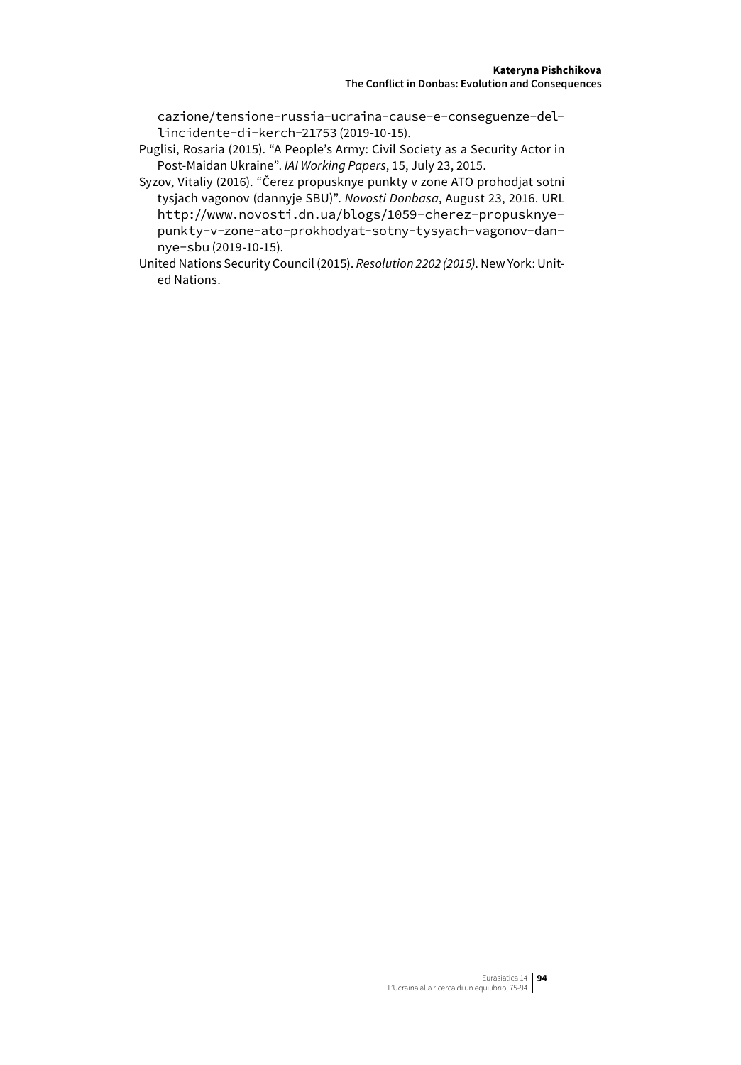cazione/tensione-russia-ucraina-cause-e-conseguenze-dellincidente-di-kerch-21753 (2019-10-15).

Puglisi, Rosaria (2015). "A People's Army: Civil Society as a Security Actor in Post-Maidan Ukraine". *IAI Working Papers*, 15, July 23, 2015.

Syzov, Vitaliy (2016). "Čerez propusknye punkty v zone ATO prohodjat sotni tysjach vagonov (dannyje SBU)". *Novosti Donbasa*, August 23, 2016. URL http://www.novosti.dn.ua/blogs/1059-cherez-propusknye-punkty-v-zone-ato-prokhodyat-sotny-tysyach-vagonov-dannye-sbu (2019-10-15).

United Nations Security Council (2015). *Resolution 2202 (2015)*. New York: United Nations.